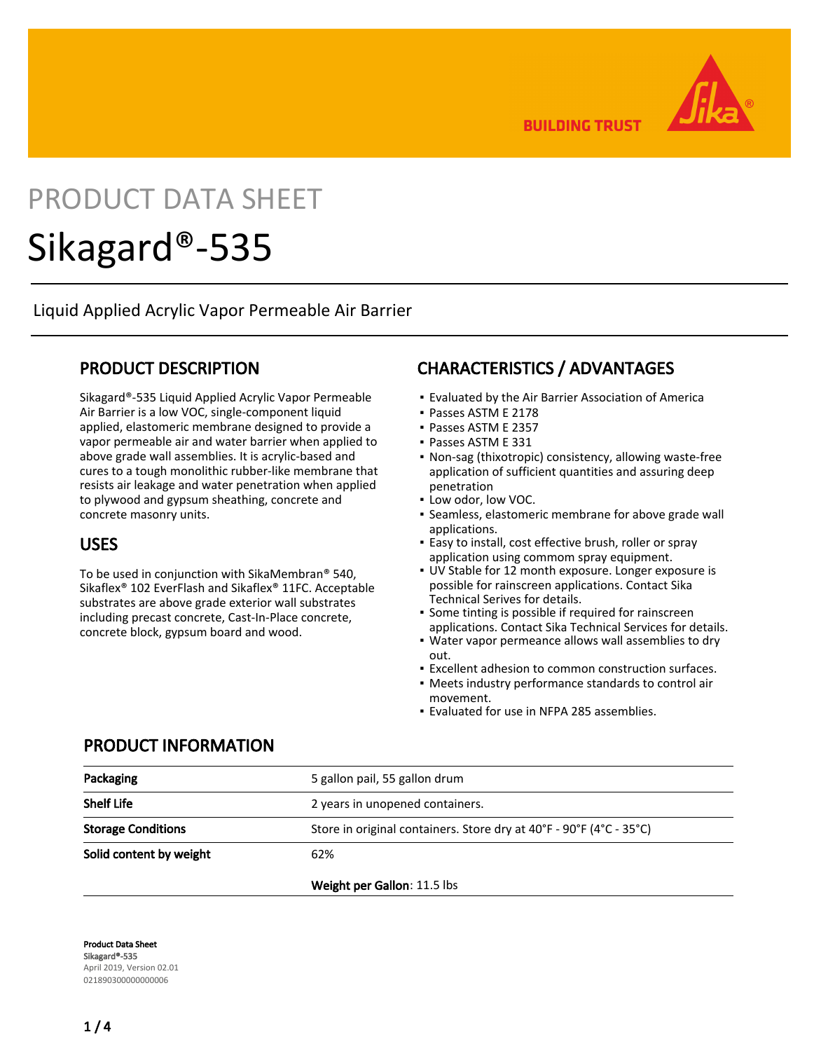BUILDING TRUST

# PRODUCT DATA SHEET

# Sikagard®-535

Liquid Applied Acrylic Vapor Permeable Air Barrier

## PRODUCT DESCRIPTION

Sikagard®-535 Liquid Applied Acrylic Vapor Permeable Air Barrier is a low VOC, single-component liquid applied, elastomeric membrane designed to provide a vapor permeable air and water barrier when applied to above grade wall assemblies. It is acrylic-based and cures to a tough monolithic rubber-like membrane that resists air leakage and water penetration when applied to plywood and gypsum sheathing, concrete and concrete masonry units.

## USES

To be used in conjunction with SikaMembran® 540, Sikaflex® 102 EverFlash and Sikaflex® 11FC. Acceptable substrates are above grade exterior wall substrates including precast concrete, Cast-In-Place concrete, concrete block, gypsum board and wood.

## CHARACTERISTICS / ADVANTAGES

- Evaluated by the Air Barrier Association of America
- Passes ASTM E 2178
- Passes ASTM E 2357
- Passes ASTM E 331
- Non-sag (thixotropic) consistency, allowing waste-free application of sufficient quantities and assuring deep penetration
- Low odor, low VOC.
- Seamless, elastomeric membrane for above grade wall applications.
- Easy to install, cost effective brush, roller or spray application using commom spray equipment.
- UV Stable for 12 month exposure. Longer exposure is possible for rainscreen applications. Contact Sika Technical Serives for details.
- Some tinting is possible if required for rainscreen applications. Contact Sika Technical Services for details.
- Water vapor permeance allows wall assemblies to dry out.
- Excellent adhesion to common construction surfaces.
- Meets industry performance standards to control air movement.
- Evaluated for use in NFPA 285 assemblies.

## PRODUCT INFORMATION

| | |
|---|---|
| **Packaging** | 5 gallon pail, 55 gallon drum |
| **Shelf Life** | 2 years in unopened containers. |
| **Storage Conditions** | Store in original containers. Store dry at 40°F - 90°F (4°C - 35°C) |
| **Solid content by weight** | 62%<br>**Weight per Gallon**: 11.5 lbs |

**Product Data Sheet**
Sikagard®-535
April 2019, Version 02.01
021890300000000006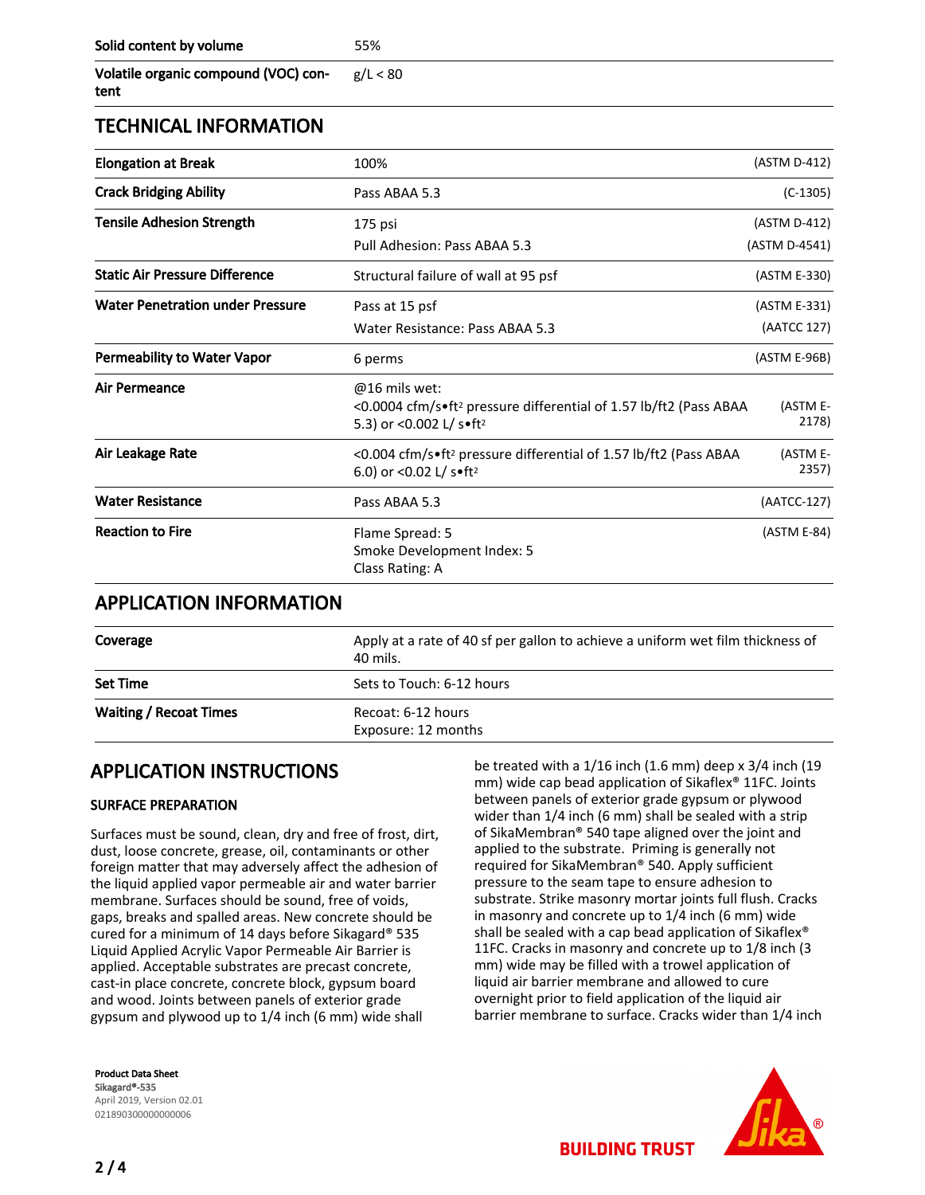| | | |
|---|---|---|
| **Solid content by volume** | 55% | |
| **Volatile organic compound (VOC) content** | g/L < 80 | |

## TECHNICAL INFORMATION

| | | |
|---|---|---|
| **Elongation at Break** | 100% | (ASTM D-412) |
| **Crack Bridging Ability** | Pass ABAA 5.3 | (C-1305) |
| **Tensile Adhesion Strength** | 175 psi<br>Pull Adhesion: Pass ABAA 5.3 | (ASTM D-412)<br>(ASTM D-4541) |
| **Static Air Pressure Difference** | Structural failure of wall at 95 psf | (ASTM E-330) |
| **Water Penetration under Pressure** | Pass at 15 psf<br>Water Resistance: Pass ABAA 5.3 | (ASTM E-331)<br>(AATCC 127) |
| **Permeability to Water Vapor** | 6 perms | (ASTM E-96B) |
| **Air Permeance** | @16 mils wet:<br><0.0004 cfm/s•ft² pressure differential of 1.57 lb/ft2 (Pass ABAA 5.3) or <0.002 L/ s•ft² | (ASTM E-2178) |
| **Air Leakage Rate** | <0.004 cfm/s•ft² pressure differential of 1.57 lb/ft2 (Pass ABAA 6.0) or <0.02 L/ s•ft² | (ASTM E-2357) |
| **Water Resistance** | Pass ABAA 5.3 | (AATCC-127) |
| **Reaction to Fire** | Flame Spread: 5<br>Smoke Development Index: 5<br>Class Rating: A | (ASTM E-84) |

## APPLICATION INFORMATION

| | |
|---|---|
| **Coverage** | Apply at a rate of 40 sf per gallon to achieve a uniform wet film thickness of 40 mils. |
| **Set Time** | Sets to Touch: 6-12 hours |
| **Waiting / Recoat Times** | Recoat: 6-12 hours<br>Exposure: 12 months |

## APPLICATION INSTRUCTIONS

### SURFACE PREPARATION

Surfaces must be sound, clean, dry and free of frost, dirt, dust, loose concrete, grease, oil, contaminants or other foreign matter that may adversely affect the adhesion of the liquid applied vapor permeable air and water barrier membrane. Surfaces should be sound, free of voids, gaps, breaks and spalled areas. New concrete should be cured for a minimum of 14 days before Sikagard® 535 Liquid Applied Acrylic Vapor Permeable Air Barrier is applied. Acceptable substrates are precast concrete, cast-in place concrete, concrete block, gypsum board and wood. Joints between panels of exterior grade gypsum and plywood up to 1/4 inch (6 mm) wide shall be treated with a 1/16 inch (1.6 mm) deep x 3/4 inch (19 mm) wide cap bead application of Sikaflex® 11FC. Joints between panels of exterior grade gypsum or plywood wider than 1/4 inch (6 mm) shall be sealed with a strip of SikaMembran® 540 tape aligned over the joint and applied to the substrate. Priming is generally not required for SikaMembran® 540. Apply sufficient pressure to the seam tape to ensure adhesion to substrate. Strike masonry mortar joints full flush. Cracks in masonry and concrete up to 1/4 inch (6 mm) wide shall be sealed with a cap bead application of Sikaflex® 11FC. Cracks in masonry and concrete up to 1/8 inch (3 mm) wide may be filled with a trowel application of liquid air barrier membrane and allowed to cure overnight prior to field application of the liquid air barrier membrane to surface. Cracks wider than 1/4 inch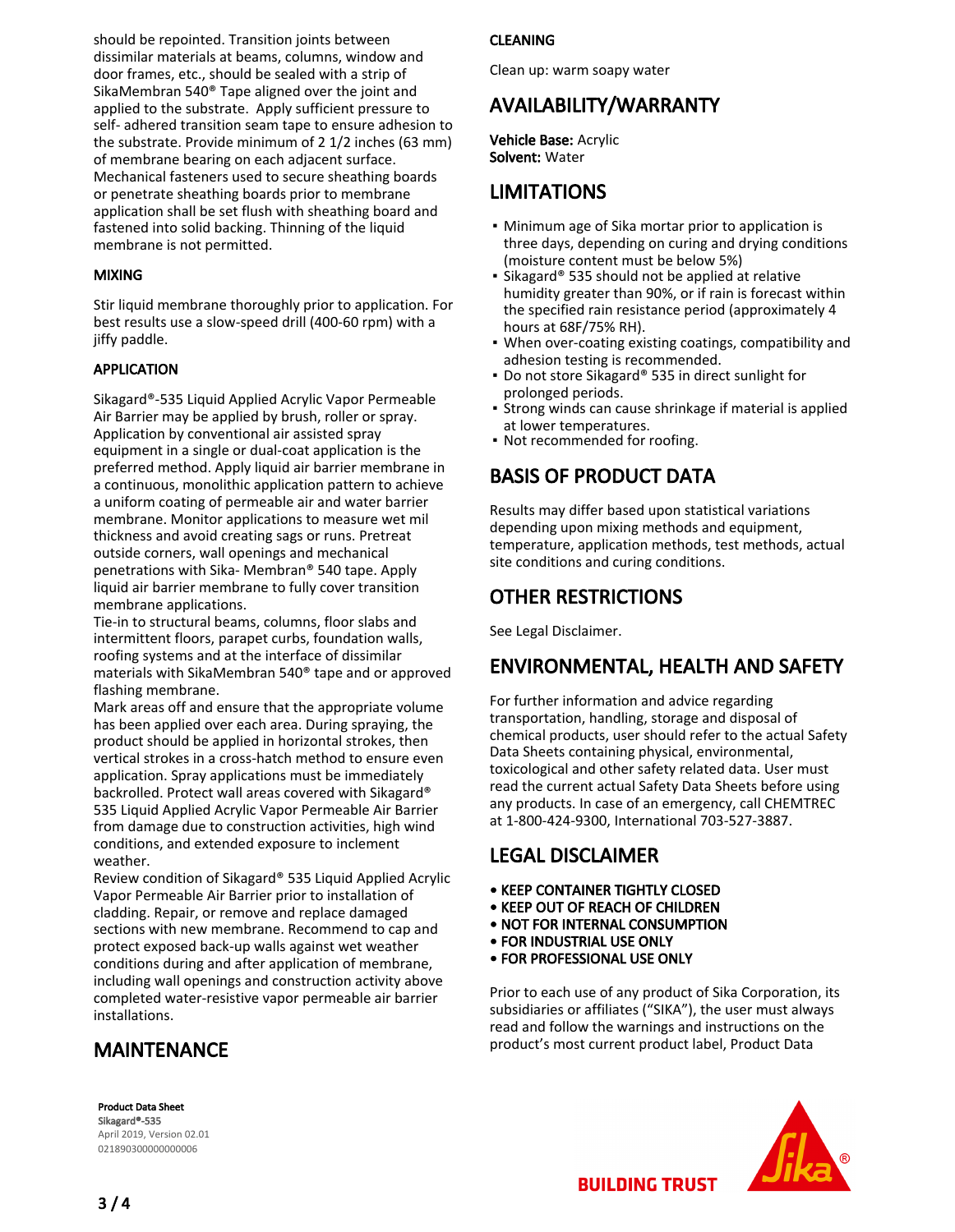should be repointed. Transition joints between dissimilar materials at beams, columns, window and door frames, etc., should be sealed with a strip of SikaMembran 540® Tape aligned over the joint and applied to the substrate. Apply sufficient pressure to self- adhered transition seam tape to ensure adhesion to the substrate. Provide minimum of 2 1/2 inches (63 mm) of membrane bearing on each adjacent surface. Mechanical fasteners used to secure sheathing boards or penetrate sheathing boards prior to membrane application shall be set flush with sheathing board and fastened into solid backing. Thinning of the liquid membrane is not permitted.

### MIXING

Stir liquid membrane thoroughly prior to application. For best results use a slow-speed drill (400-60 rpm) with a jiffy paddle.

### APPLICATION

Sikagard®-535 Liquid Applied Acrylic Vapor Permeable Air Barrier may be applied by brush, roller or spray. Application by conventional air assisted spray equipment in a single or dual-coat application is the preferred method. Apply liquid air barrier membrane in a continuous, monolithic application pattern to achieve a uniform coating of permeable air and water barrier membrane. Monitor applications to measure wet mil thickness and avoid creating sags or runs. Pretreat outside corners, wall openings and mechanical penetrations with Sika- Membran® 540 tape. Apply liquid air barrier membrane to fully cover transition membrane applications.
Tie-in to structural beams, columns, floor slabs and intermittent floors, parapet curbs, foundation walls, roofing systems and at the interface of dissimilar materials with SikaMembran 540® tape and or approved flashing membrane.
Mark areas off and ensure that the appropriate volume has been applied over each area. During spraying, the product should be applied in horizontal strokes, then vertical strokes in a cross-hatch method to ensure even application. Spray applications must be immediately backrolled. Protect wall areas covered with Sikagard® 535 Liquid Applied Acrylic Vapor Permeable Air Barrier from damage due to construction activities, high wind conditions, and extended exposure to inclement weather.
Review condition of Sikagard® 535 Liquid Applied Acrylic Vapor Permeable Air Barrier prior to installation of cladding. Repair, or remove and replace damaged sections with new membrane. Recommend to cap and protect exposed back-up walls against wet weather conditions during and after application of membrane, including wall openings and construction activity above completed water-resistive vapor permeable air barrier installations.

## MAINTENANCE

### CLEANING

Clean up: warm soapy water

## AVAILABILITY/WARRANTY

**Vehicle Base:** Acrylic
**Solvent:** Water

## LIMITATIONS

- Minimum age of Sika mortar prior to application is three days, depending on curing and drying conditions (moisture content must be below 5%)
- Sikagard® 535 should not be applied at relative humidity greater than 90%, or if rain is forecast within the specified rain resistance period (approximately 4 hours at 68F/75% RH).
- When over-coating existing coatings, compatibility and adhesion testing is recommended.
- Do not store Sikagard® 535 in direct sunlight for prolonged periods.
- Strong winds can cause shrinkage if material is applied at lower temperatures.
- Not recommended for roofing.

## BASIS OF PRODUCT DATA

Results may differ based upon statistical variations depending upon mixing methods and equipment, temperature, application methods, test methods, actual site conditions and curing conditions.

## OTHER RESTRICTIONS

See Legal Disclaimer.

## ENVIRONMENTAL, HEALTH AND SAFETY

For further information and advice regarding transportation, handling, storage and disposal of chemical products, user should refer to the actual Safety Data Sheets containing physical, environmental, toxicological and other safety related data. User must read the current actual Safety Data Sheets before using any products. In case of an emergency, call CHEMTREC at 1-800-424-9300, International 703-527-3887.

## LEGAL DISCLAIMER

- **KEEP CONTAINER TIGHTLY CLOSED**
- **KEEP OUT OF REACH OF CHILDREN**
- **NOT FOR INTERNAL CONSUMPTION**
- **FOR INDUSTRIAL USE ONLY**
- **FOR PROFESSIONAL USE ONLY**

Prior to each use of any product of Sika Corporation, its subsidiaries or affiliates ("SIKA"), the user must always read and follow the warnings and instructions on the product's most current product label, Product Data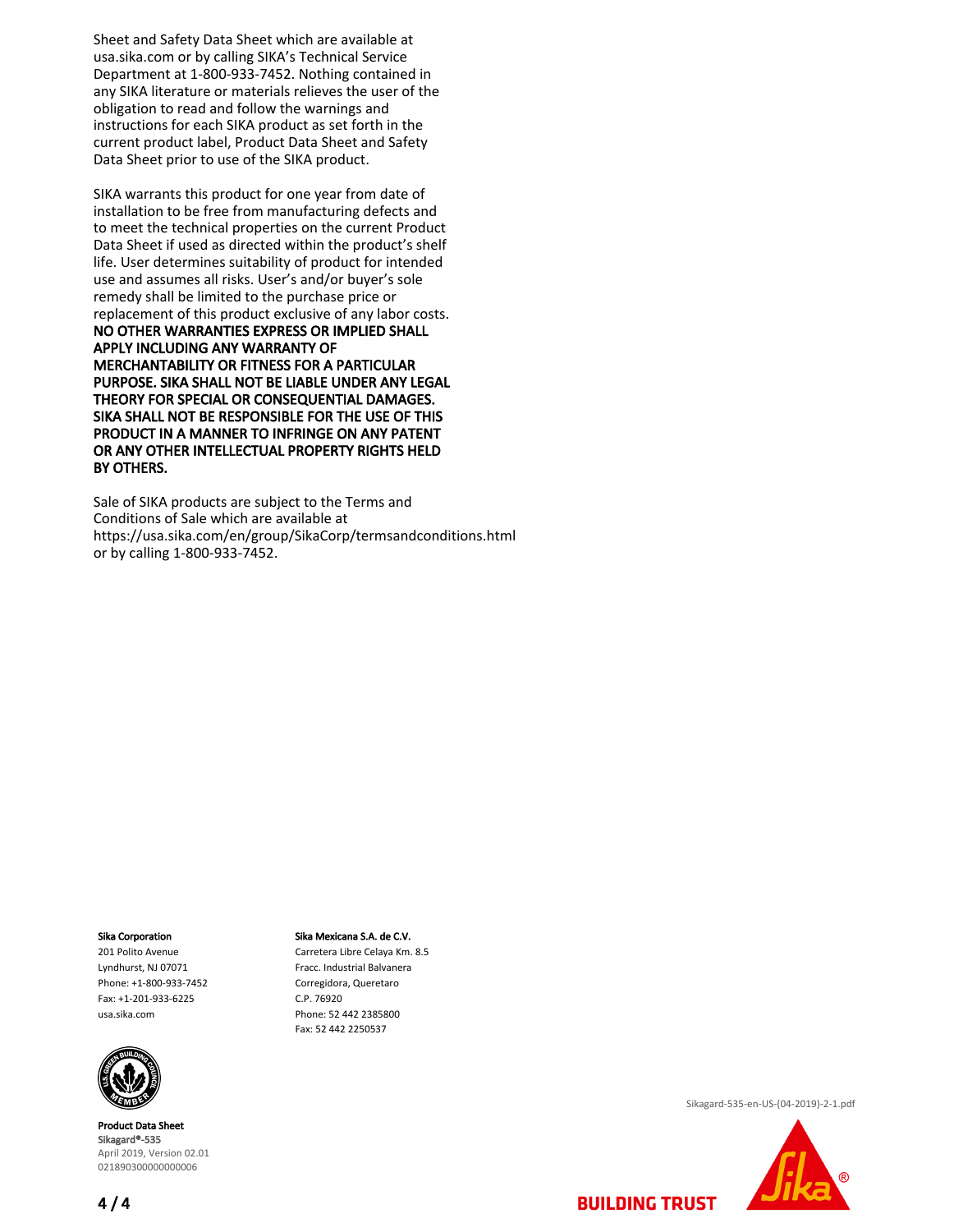Sheet and Safety Data Sheet which are available at usa.sika.com or by calling SIKA's Technical Service Department at 1-800-933-7452. Nothing contained in any SIKA literature or materials relieves the user of the obligation to read and follow the warnings and instructions for each SIKA product as set forth in the current product label, Product Data Sheet and Safety Data Sheet prior to use of the SIKA product.

SIKA warrants this product for one year from date of installation to be free from manufacturing defects and to meet the technical properties on the current Product Data Sheet if used as directed within the product's shelf life. User determines suitability of product for intended use and assumes all risks. User's and/or buyer's sole remedy shall be limited to the purchase price or replacement of this product exclusive of any labor costs. **NO OTHER WARRANTIES EXPRESS OR IMPLIED SHALL APPLY INCLUDING ANY WARRANTY OF MERCHANTABILITY OR FITNESS FOR A PARTICULAR PURPOSE. SIKA SHALL NOT BE LIABLE UNDER ANY LEGAL THEORY FOR SPECIAL OR CONSEQUENTIAL DAMAGES. SIKA SHALL NOT BE RESPONSIBLE FOR THE USE OF THIS PRODUCT IN A MANNER TO INFRINGE ON ANY PATENT OR ANY OTHER INTELLECTUAL PROPERTY RIGHTS HELD BY OTHERS.**

Sale of SIKA products are subject to the Terms and Conditions of Sale which are available at https://usa.sika.com/en/group/SikaCorp/termsandconditions.html or by calling 1-800-933-7452.

**Sika Corporation**
201 Polito Avenue
Lyndhurst, NJ 07071
Phone: +1-800-933-7452
Fax: +1-201-933-6225
usa.sika.com

**Sika Mexicana S.A. de C.V.**
Carretera Libre Celaya Km. 8.5
Fracc. Industrial Balvanera
Corregidora, Queretaro
C.P. 76920
Phone: 52 442 2385800
Fax: 52 442 2250537

**Product Data Sheet**
**Sikagard®-535**
April 2019, Version 02.01
021890300000000006

Sikagard-535-en-US-(04-2019)-2-1.pdf

BUILDING TRUST